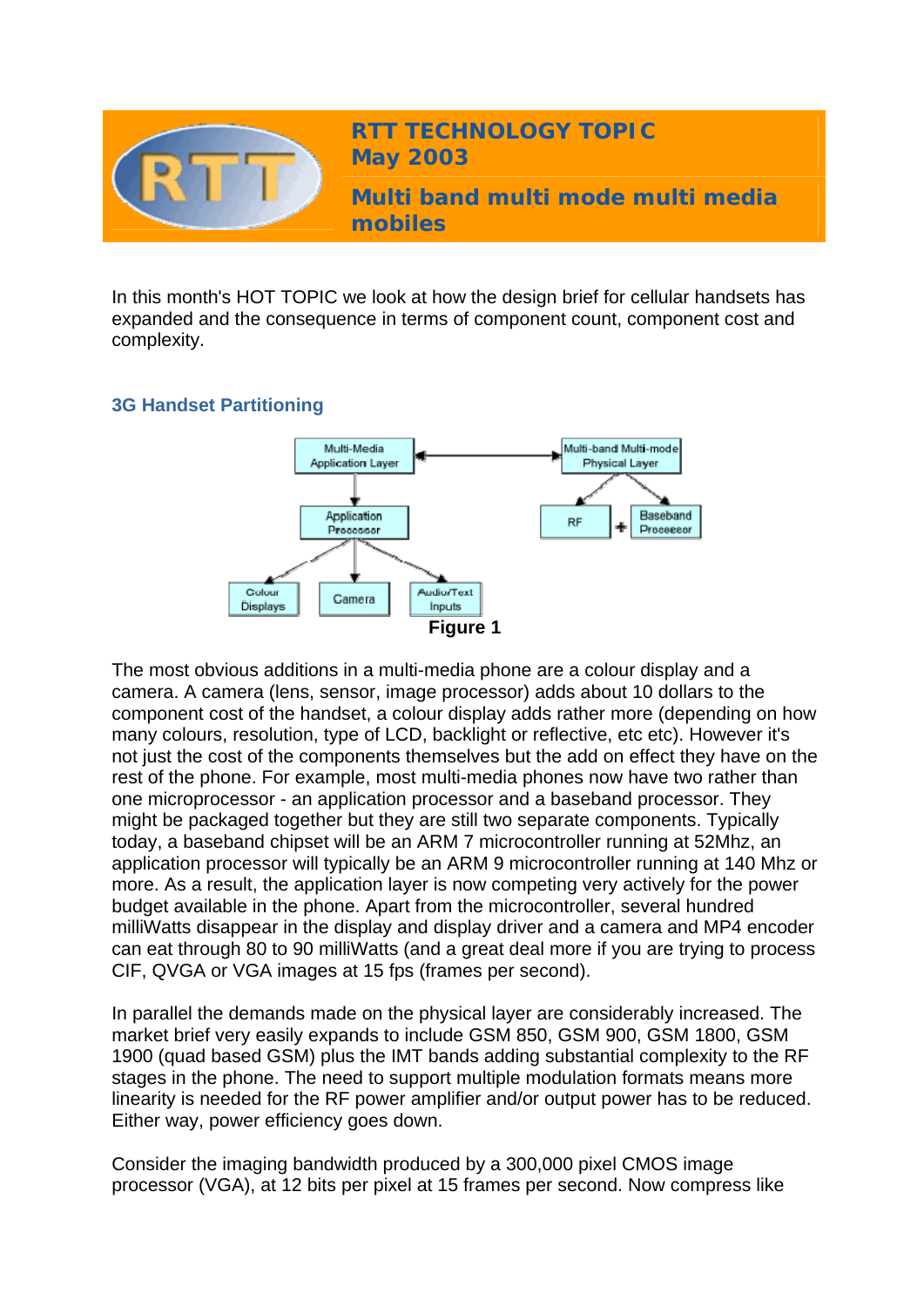# RTT TECHNOLOGY TOPIC
## May 2003
## Multi band multi mode multi media mobiles

In this month's HOT TOPIC we look at how the design brief for cellular handsets has expanded and the consequence in terms of component count, component cost and complexity.

### 3G Handset Partitioning

**Figure 1**

The most obvious additions in a multi-media phone are a colour display and a camera. A camera (lens, sensor, image processor) adds about 10 dollars to the component cost of the handset, a colour display adds rather more (depending on how many colours, resolution, type of LCD, backlight or reflective, etc etc). However it's not just the cost of the components themselves but the add on effect they have on the rest of the phone. For example, most multi-media phones now have two rather than one microprocessor - an application processor and a baseband processor. They might be packaged together but they are still two separate components. Typically today, a baseband chipset will be an ARM 7 microcontroller running at 52Mhz, an application processor will typically be an ARM 9 microcontroller running at 140 Mhz or more. As a result, the application layer is now competing very actively for the power budget available in the phone. Apart from the microcontroller, several hundred milliWatts disappear in the display and display driver and a camera and MP4 encoder can eat through 80 to 90 milliWatts (and a great deal more if you are trying to process CIF, QVGA or VGA images at 15 fps (frames per second).

In parallel the demands made on the physical layer are considerably increased. The market brief very easily expands to include GSM 850, GSM 900, GSM 1800, GSM 1900 (quad based GSM) plus the IMT bands adding substantial complexity to the RF stages in the phone. The need to support multiple modulation formats means more linearity is needed for the RF power amplifier and/or output power has to be reduced. Either way, power efficiency goes down.

Consider the imaging bandwidth produced by a 300,000 pixel CMOS image processor (VGA), at 12 bits per pixel at 15 frames per second. Now compress like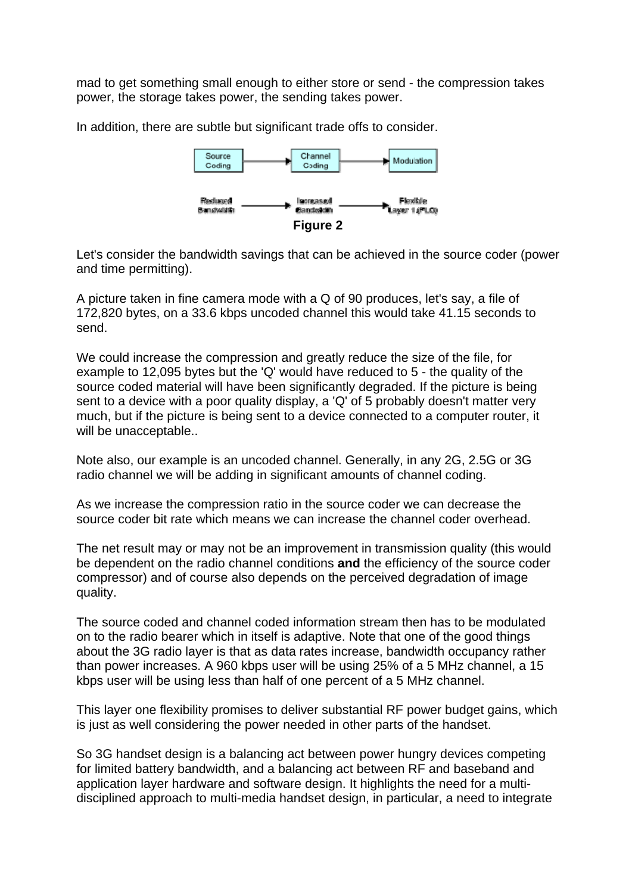mad to get something small enough to either store or send - the compression takes power, the storage takes power, the sending takes power.

In addition, there are subtle but significant trade offs to consider.

Source Coding → Channel Coding → Modulation

Reduced Bandwidth → Increased Bandwidth → Flexible Layer 1 (PLC)

**Figure 2**

Let's consider the bandwidth savings that can be achieved in the source coder (power and time permitting).

A picture taken in fine camera mode with a Q of 90 produces, let's say, a file of 172,820 bytes, on a 33.6 kbps uncoded channel this would take 41.15 seconds to send.

We could increase the compression and greatly reduce the size of the file, for example to 12,095 bytes but the 'Q' would have reduced to 5 - the quality of the source coded material will have been significantly degraded. If the picture is being sent to a device with a poor quality display, a 'Q' of 5 probably doesn't matter very much, but if the picture is being sent to a device connected to a computer router, it will be unacceptable..

Note also, our example is an uncoded channel. Generally, in any 2G, 2.5G or 3G radio channel we will be adding in significant amounts of channel coding.

As we increase the compression ratio in the source coder we can decrease the source coder bit rate which means we can increase the channel coder overhead.

The net result may or may not be an improvement in transmission quality (this would be dependent on the radio channel conditions **and** the efficiency of the source coder compressor) and of course also depends on the perceived degradation of image quality.

The source coded and channel coded information stream then has to be modulated on to the radio bearer which in itself is adaptive. Note that one of the good things about the 3G radio layer is that as data rates increase, bandwidth occupancy rather than power increases. A 960 kbps user will be using 25% of a 5 MHz channel, a 15 kbps user will be using less than half of one percent of a 5 MHz channel.

This layer one flexibility promises to deliver substantial RF power budget gains, which is just as well considering the power needed in other parts of the handset.

So 3G handset design is a balancing act between power hungry devices competing for limited battery bandwidth, and a balancing act between RF and baseband and application layer hardware and software design. It highlights the need for a multi-disciplined approach to multi-media handset design, in particular, a need to integrate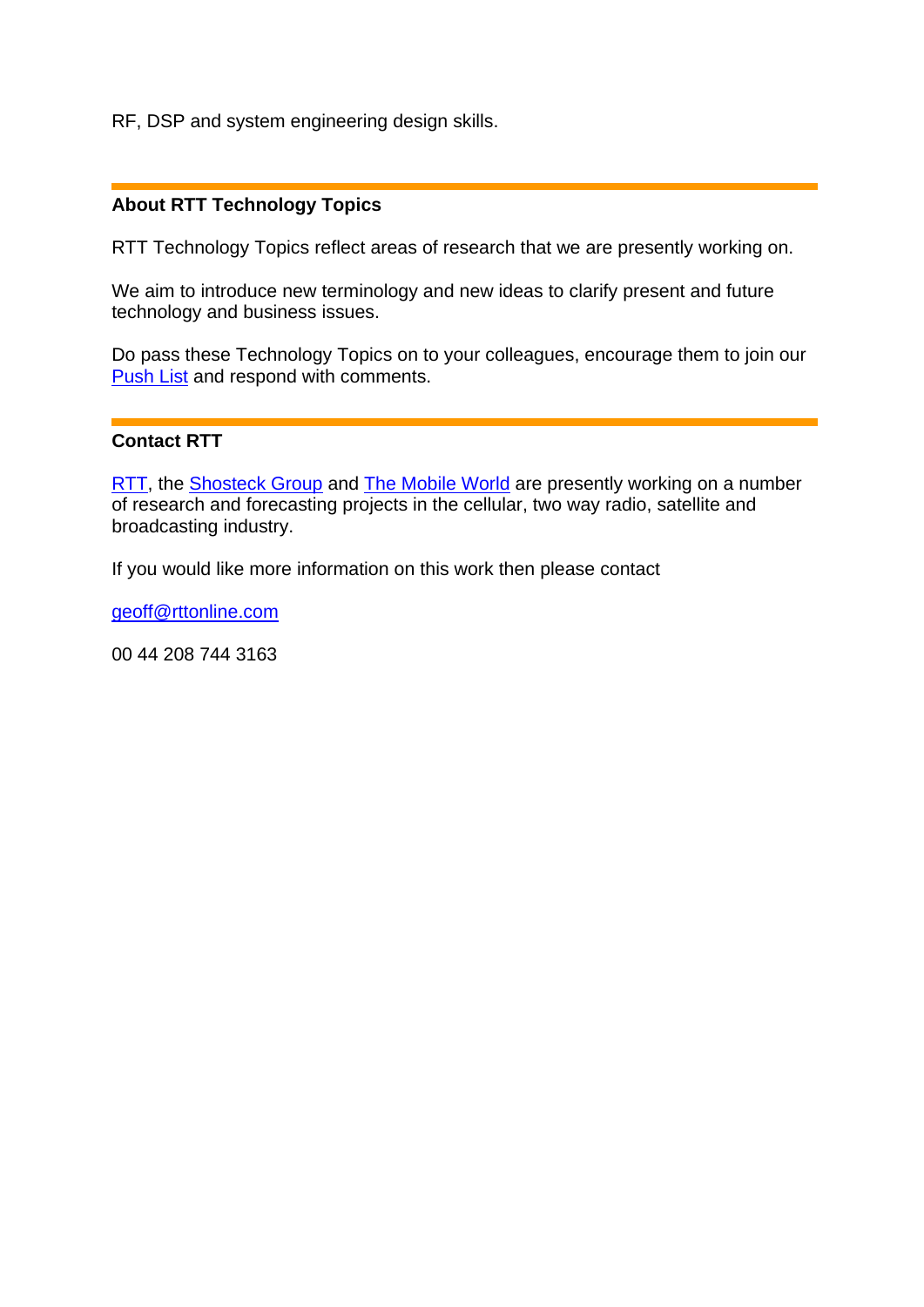RF, DSP and system engineering design skills.

---

**About RTT Technology Topics**

RTT Technology Topics reflect areas of research that we are presently working on.

We aim to introduce new terminology and new ideas to clarify present and future technology and business issues.

Do pass these Technology Topics on to your colleagues, encourage them to join our Push List and respond with comments.

---

**Contact RTT**

RTT, the Shosteck Group and The Mobile World are presently working on a number of research and forecasting projects in the cellular, two way radio, satellite and broadcasting industry.

If you would like more information on this work then please contact

geoff@rttonline.com

00 44 208 744 3163